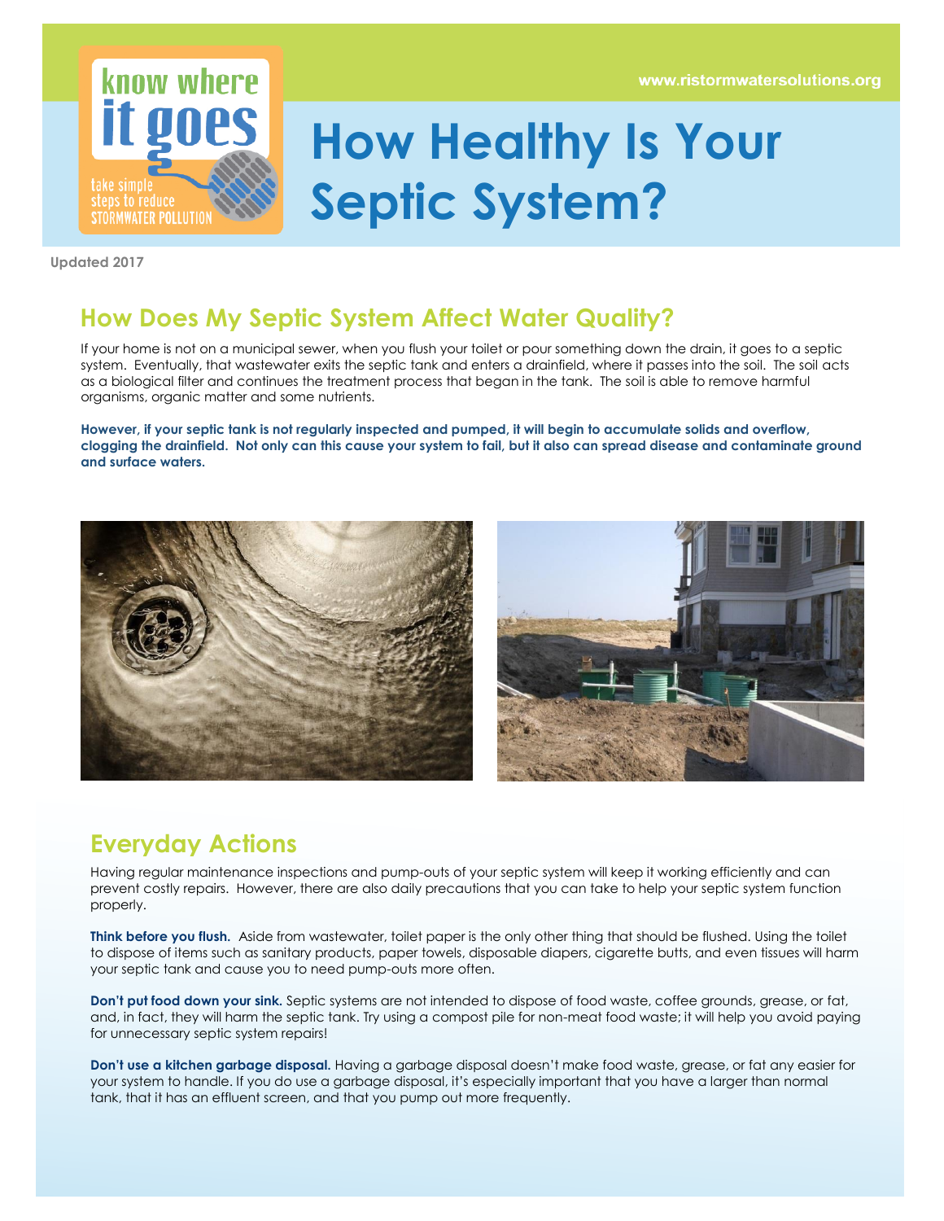know where it goes

take simple steps to reduce STORMWATER POLLUTION

www.ristormwatersolutions.org

# How Healthy Is Your Septic System?

Updated 2017

## How Does My Septic System Affect Water Quality?

If your home is not on a municipal sewer, when you flush your toilet or pour something down the drain, it goes to a septic system. Eventually, that wastewater exits the septic tank and enters a drainfield, where it passes into the soil. The soil acts as a biological filter and continues the treatment process that began in the tank. The soil is able to remove harmful organisms, organic matter and some nutrients.

**However, if your septic tank is not regularly inspected and pumped, it will begin to accumulate solids and overflow, clogging the drainfield. Not only can this cause your system to fail, but it also can spread disease and contaminate ground and surface waters.**

## Everyday Actions

Having regular maintenance inspections and pump-outs of your septic system will keep it working efficiently and can prevent costly repairs. However, there are also daily precautions that you can take to help your septic system function properly.

**Think before you flush.** Aside from wastewater, toilet paper is the only other thing that should be flushed. Using the toilet to dispose of items such as sanitary products, paper towels, disposable diapers, cigarette butts, and even tissues will harm your septic tank and cause you to need pump-outs more often.

**Don't put food down your sink.** Septic systems are not intended to dispose of food waste, coffee grounds, grease, or fat, and, in fact, they will harm the septic tank. Try using a compost pile for non-meat food waste; it will help you avoid paying for unnecessary septic system repairs!

**Don't use a kitchen garbage disposal.** Having a garbage disposal doesn't make food waste, grease, or fat any easier for your system to handle. If you do use a garbage disposal, it's especially important that you have a larger than normal tank, that it has an effluent screen, and that you pump out more frequently.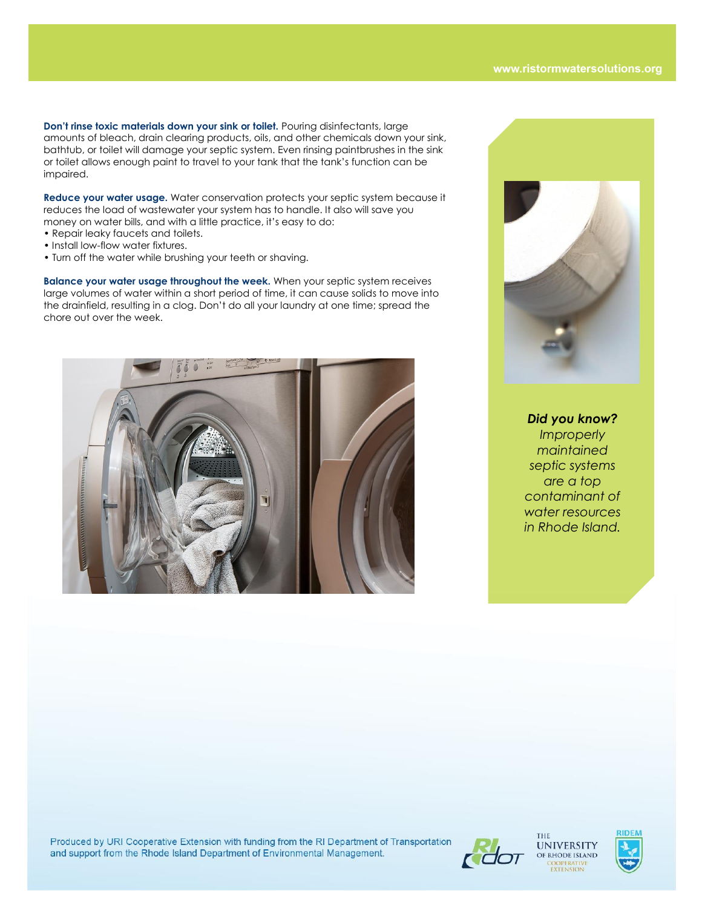**Don't rinse toxic materials down your sink or toilet.** Pouring disinfectants, large amounts of bleach, drain clearing products, oils, and other chemicals down your sink, bathtub, or toilet will damage your septic system. Even rinsing paintbrushes in the sink or toilet allows enough paint to travel to your tank that the tank's function can be impaired.

**Reduce your water usage.** Water conservation protects your septic system because it reduces the load of wastewater your system has to handle. It also will save you money on water bills, and with a little practice, it's easy to do:

- Repair leaky faucets and toilets.
- Install low-flow water fixtures.
- Turn off the water while brushing your teeth or shaving.

**Balance your water usage throughout the week.** When your septic system receives large volumes of water within a short period of time, it can cause solids to move into the drainfield, resulting in a clog. Don't do all your laundry at one time; spread the chore out over the week.

***Did you know?*** *Improperly maintained septic systems are a top contaminant of water resources in Rhode Island.*

Produced by URI Cooperative Extension with funding from the RI Department of Transportation and support from the Rhode Island Department of Environmental Management.